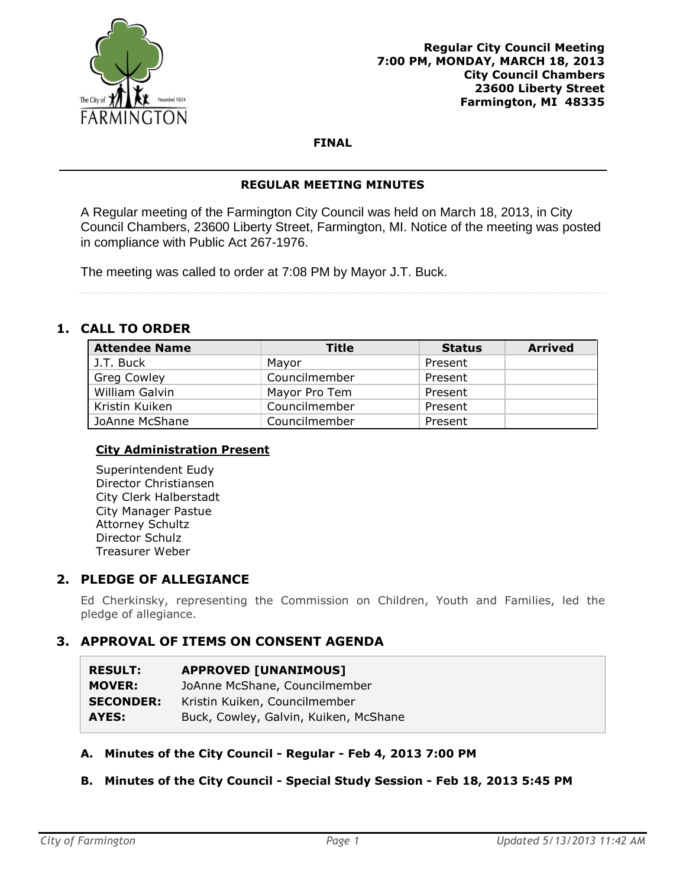**Regular City Council Meeting**
**7:00 PM, MONDAY, MARCH 18, 2013**
**City Council Chambers**
**23600 Liberty Street**
**Farmington, MI 48335**

**FINAL**

## REGULAR MEETING MINUTES

A Regular meeting of the Farmington City Council was held on March 18, 2013, in City Council Chambers, 23600 Liberty Street, Farmington, MI. Notice of the meeting was posted in compliance with Public Act 267-1976.

The meeting was called to order at 7:08 PM by Mayor J.T. Buck.

## 1. CALL TO ORDER

| Attendee Name | Title | Status | Arrived |
|---|---|---|---|
| J.T. Buck | Mayor | Present | |
| Greg Cowley | Councilmember | Present | |
| William Galvin | Mayor Pro Tem | Present | |
| Kristin Kuiken | Councilmember | Present | |
| JoAnne McShane | Councilmember | Present | |

**City Administration Present**

Superintendent Eudy
Director Christiansen
City Clerk Halberstadt
City Manager Pastue
Attorney Schultz
Director Schulz
Treasurer Weber

## 2. PLEDGE OF ALLEGIANCE

Ed Cherkinsky, representing the Commission on Children, Youth and Families, led the pledge of allegiance.

## 3. APPROVAL OF ITEMS ON CONSENT AGENDA

**RESULT:** **APPROVED [UNANIMOUS]**
**MOVER:** JoAnne McShane, Councilmember
**SECONDER:** Kristin Kuiken, Councilmember
**AYES:** Buck, Cowley, Galvin, Kuiken, McShane

### A. Minutes of the City Council - Regular - Feb 4, 2013 7:00 PM

### B. Minutes of the City Council - Special Study Session - Feb 18, 2013 5:45 PM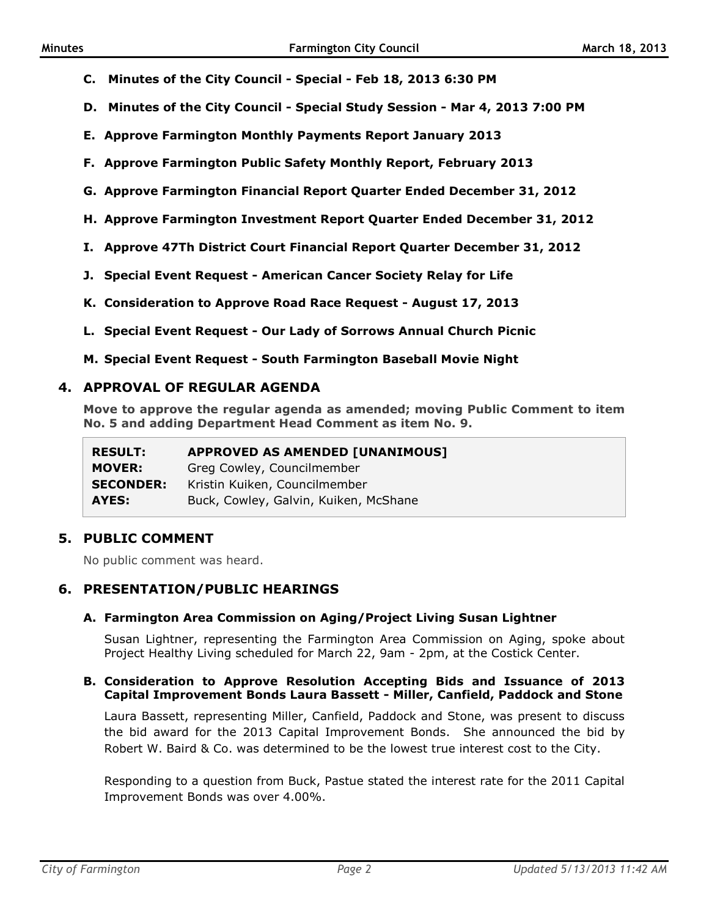**C. Minutes of the City Council - Special - Feb 18, 2013 6:30 PM**

**D. Minutes of the City Council - Special Study Session - Mar 4, 2013 7:00 PM**

**E. Approve Farmington Monthly Payments Report January 2013**

**F. Approve Farmington Public Safety Monthly Report, February 2013**

**G. Approve Farmington Financial Report Quarter Ended December 31, 2012**

**H. Approve Farmington Investment Report Quarter Ended December 31, 2012**

**I. Approve 47Th District Court Financial Report Quarter December 31, 2012**

**J. Special Event Request - American Cancer Society Relay for Life**

**K. Consideration to Approve Road Race Request - August 17, 2013**

**L. Special Event Request - Our Lady of Sorrows Annual Church Picnic**

**M. Special Event Request - South Farmington Baseball Movie Night**

## 4. APPROVAL OF REGULAR AGENDA

**Move to approve the regular agenda as amended; moving Public Comment to item No. 5 and adding Department Head Comment as item No. 9.**

| | |
|---|---|
| **RESULT:** | **APPROVED AS AMENDED [UNANIMOUS]** |
| **MOVER:** | Greg Cowley, Councilmember |
| **SECONDER:** | Kristin Kuiken, Councilmember |
| **AYES:** | Buck, Cowley, Galvin, Kuiken, McShane |

## 5. PUBLIC COMMENT

No public comment was heard.

## 6. PRESENTATION/PUBLIC HEARINGS

### A. Farmington Area Commission on Aging/Project Living Susan Lightner

Susan Lightner, representing the Farmington Area Commission on Aging, spoke about Project Healthy Living scheduled for March 22, 9am - 2pm, at the Costick Center.

### B. Consideration to Approve Resolution Accepting Bids and Issuance of 2013 Capital Improvement Bonds Laura Bassett - Miller, Canfield, Paddock and Stone

Laura Bassett, representing Miller, Canfield, Paddock and Stone, was present to discuss the bid award for the 2013 Capital Improvement Bonds. She announced the bid by Robert W. Baird & Co. was determined to be the lowest true interest cost to the City.

Responding to a question from Buck, Pastue stated the interest rate for the 2011 Capital Improvement Bonds was over 4.00%.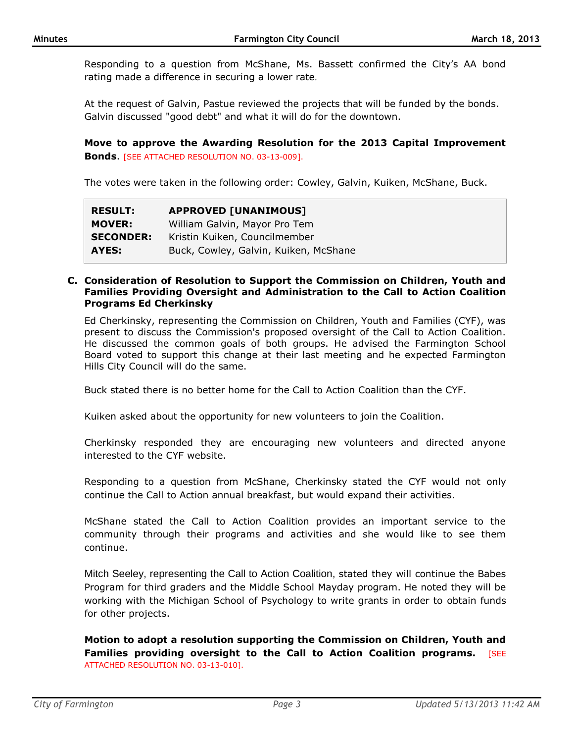Responding to a question from McShane, Ms. Bassett confirmed the City's AA bond rating made a difference in securing a lower rate.

At the request of Galvin, Pastue reviewed the projects that will be funded by the bonds. Galvin discussed "good debt" and what it will do for the downtown.

**Move to approve the Awarding Resolution for the 2013 Capital Improvement Bonds**. [SEE ATTACHED RESOLUTION NO. 03-13-009].

The votes were taken in the following order: Cowley, Galvin, Kuiken, McShane, Buck.

| | |
|---|---|
| **RESULT:** | **APPROVED [UNANIMOUS]** |
| **MOVER:** | William Galvin, Mayor Pro Tem |
| **SECONDER:** | Kristin Kuiken, Councilmember |
| **AYES:** | Buck, Cowley, Galvin, Kuiken, McShane |

**C. Consideration of Resolution to Support the Commission on Children, Youth and Families Providing Oversight and Administration to the Call to Action Coalition Programs Ed Cherkinsky**

Ed Cherkinsky, representing the Commission on Children, Youth and Families (CYF), was present to discuss the Commission's proposed oversight of the Call to Action Coalition. He discussed the common goals of both groups. He advised the Farmington School Board voted to support this change at their last meeting and he expected Farmington Hills City Council will do the same.

Buck stated there is no better home for the Call to Action Coalition than the CYF.

Kuiken asked about the opportunity for new volunteers to join the Coalition.

Cherkinsky responded they are encouraging new volunteers and directed anyone interested to the CYF website.

Responding to a question from McShane, Cherkinsky stated the CYF would not only continue the Call to Action annual breakfast, but would expand their activities.

McShane stated the Call to Action Coalition provides an important service to the community through their programs and activities and she would like to see them continue.

Mitch Seeley, representing the Call to Action Coalition, stated they will continue the Babes Program for third graders and the Middle School Mayday program. He noted they will be working with the Michigan School of Psychology to write grants in order to obtain funds for other projects.

**Motion to adopt a resolution supporting the Commission on Children, Youth and Families providing oversight to the Call to Action Coalition programs.** [SEE ATTACHED RESOLUTION NO. 03-13-010].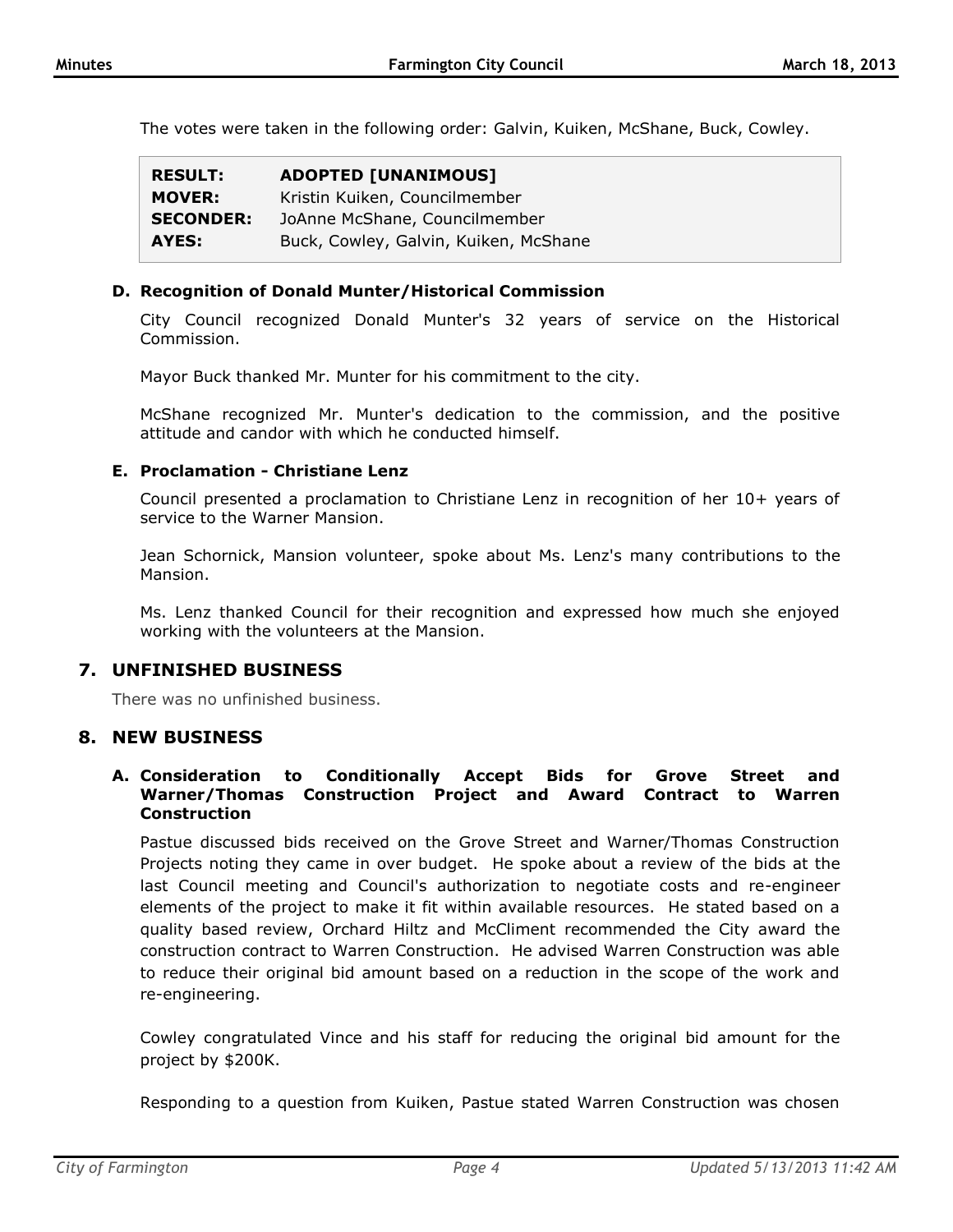The votes were taken in the following order: Galvin, Kuiken, McShane, Buck, Cowley.

| | |
|---|---|
| **RESULT:** | **ADOPTED [UNANIMOUS]** |
| **MOVER:** | Kristin Kuiken, Councilmember |
| **SECONDER:** | JoAnne McShane, Councilmember |
| **AYES:** | Buck, Cowley, Galvin, Kuiken, McShane |

### D. Recognition of Donald Munter/Historical Commission

City Council recognized Donald Munter's 32 years of service on the Historical Commission.

Mayor Buck thanked Mr. Munter for his commitment to the city.

McShane recognized Mr. Munter's dedication to the commission, and the positive attitude and candor with which he conducted himself.

### E. Proclamation - Christiane Lenz

Council presented a proclamation to Christiane Lenz in recognition of her 10+ years of service to the Warner Mansion.

Jean Schornick, Mansion volunteer, spoke about Ms. Lenz's many contributions to the Mansion.

Ms. Lenz thanked Council for their recognition and expressed how much she enjoyed working with the volunteers at the Mansion.

## 7. UNFINISHED BUSINESS

There was no unfinished business.

## 8. NEW BUSINESS

### A. Consideration to Conditionally Accept Bids for Grove Street and Warner/Thomas Construction Project and Award Contract to Warren Construction

Pastue discussed bids received on the Grove Street and Warner/Thomas Construction Projects noting they came in over budget. He spoke about a review of the bids at the last Council meeting and Council's authorization to negotiate costs and re-engineer elements of the project to make it fit within available resources. He stated based on a quality based review, Orchard Hiltz and McCliment recommended the City award the construction contract to Warren Construction. He advised Warren Construction was able to reduce their original bid amount based on a reduction in the scope of the work and re-engineering.

Cowley congratulated Vince and his staff for reducing the original bid amount for the project by $200K.

Responding to a question from Kuiken, Pastue stated Warren Construction was chosen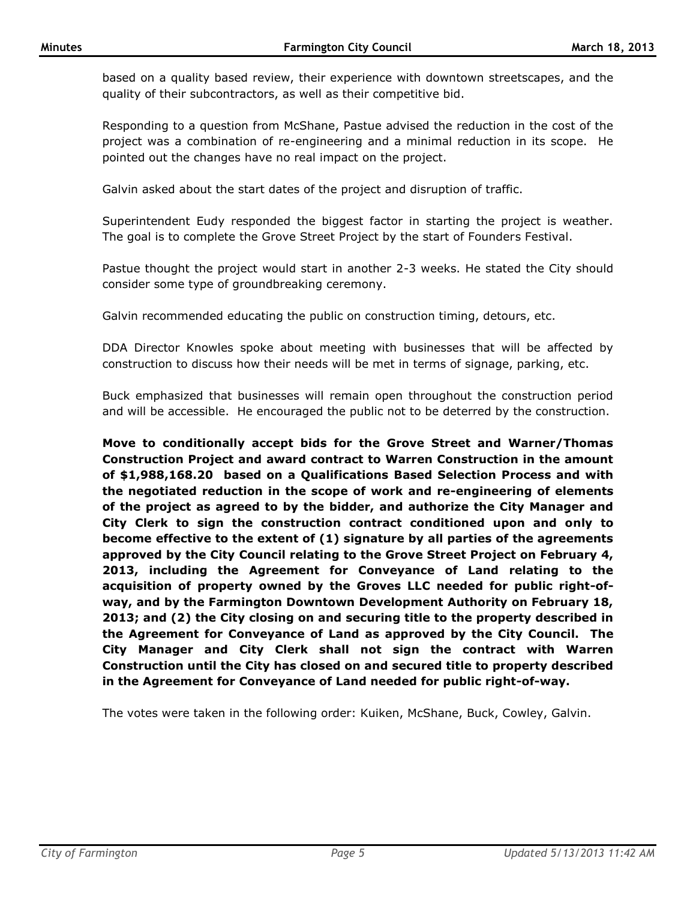based on a quality based review, their experience with downtown streetscapes, and the quality of their subcontractors, as well as their competitive bid.

Responding to a question from McShane, Pastue advised the reduction in the cost of the project was a combination of re-engineering and a minimal reduction in its scope. He pointed out the changes have no real impact on the project.

Galvin asked about the start dates of the project and disruption of traffic.

Superintendent Eudy responded the biggest factor in starting the project is weather. The goal is to complete the Grove Street Project by the start of Founders Festival.

Pastue thought the project would start in another 2-3 weeks. He stated the City should consider some type of groundbreaking ceremony.

Galvin recommended educating the public on construction timing, detours, etc.

DDA Director Knowles spoke about meeting with businesses that will be affected by construction to discuss how their needs will be met in terms of signage, parking, etc.

Buck emphasized that businesses will remain open throughout the construction period and will be accessible. He encouraged the public not to be deterred by the construction.

**Move to conditionally accept bids for the Grove Street and Warner/Thomas Construction Project and award contract to Warren Construction in the amount of $1,988,168.20 based on a Qualifications Based Selection Process and with the negotiated reduction in the scope of work and re-engineering of elements of the project as agreed to by the bidder, and authorize the City Manager and City Clerk to sign the construction contract conditioned upon and only to become effective to the extent of (1) signature by all parties of the agreements approved by the City Council relating to the Grove Street Project on February 4, 2013, including the Agreement for Conveyance of Land relating to the acquisition of property owned by the Groves LLC needed for public right-of-way, and by the Farmington Downtown Development Authority on February 18, 2013; and (2) the City closing on and securing title to the property described in the Agreement for Conveyance of Land as approved by the City Council. The City Manager and City Clerk shall not sign the contract with Warren Construction until the City has closed on and secured title to property described in the Agreement for Conveyance of Land needed for public right-of-way.**

The votes were taken in the following order: Kuiken, McShane, Buck, Cowley, Galvin.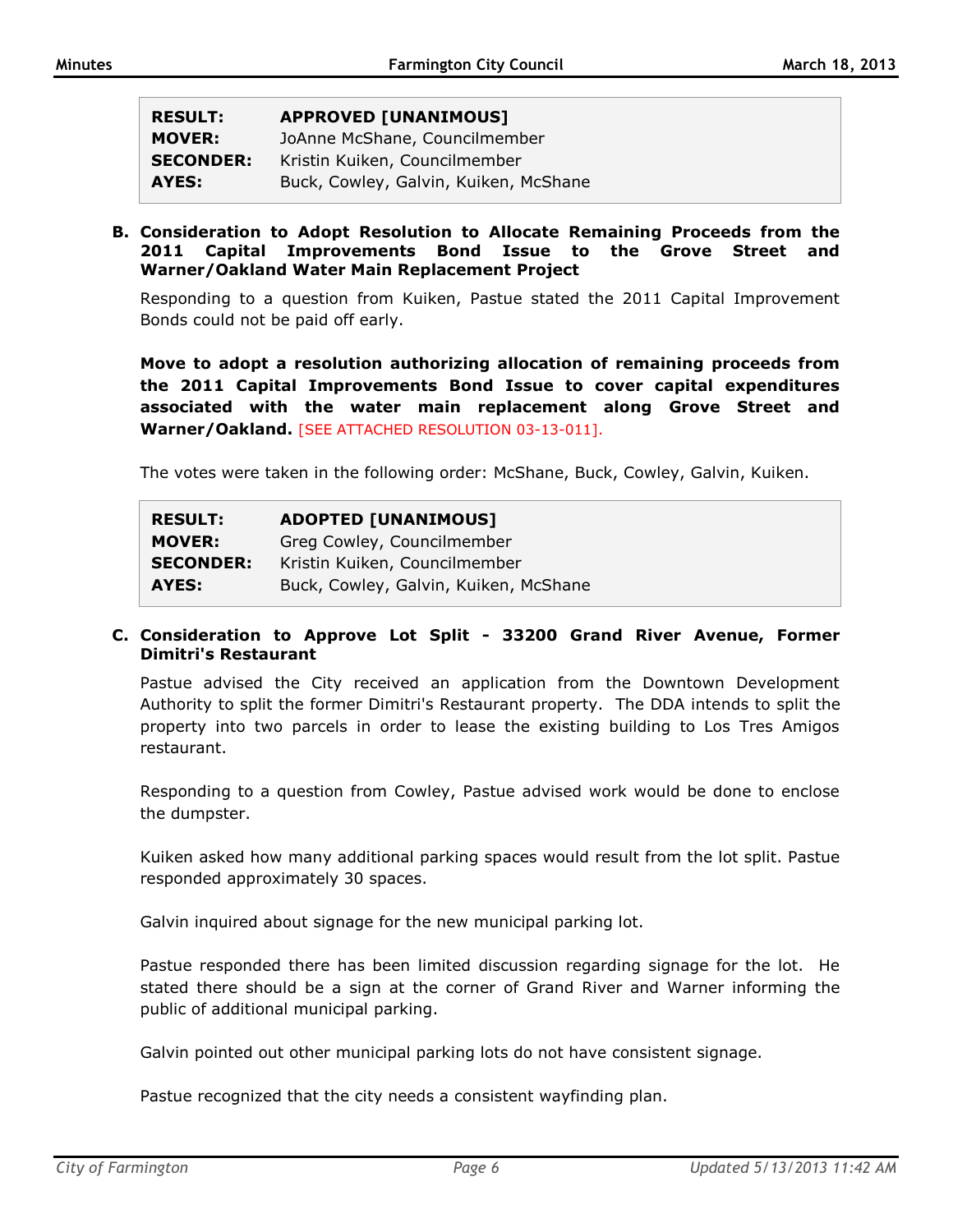| | |
|---|---|
| **RESULT:** | **APPROVED [UNANIMOUS]** |
| **MOVER:** | JoAnne McShane, Councilmember |
| **SECONDER:** | Kristin Kuiken, Councilmember |
| **AYES:** | Buck, Cowley, Galvin, Kuiken, McShane |

**B. Consideration to Adopt Resolution to Allocate Remaining Proceeds from the 2011 Capital Improvements Bond Issue to the Grove Street and Warner/Oakland Water Main Replacement Project**

Responding to a question from Kuiken, Pastue stated the 2011 Capital Improvement Bonds could not be paid off early.

**Move to adopt a resolution authorizing allocation of remaining proceeds from the 2011 Capital Improvements Bond Issue to cover capital expenditures associated with the water main replacement along Grove Street and Warner/Oakland.** [SEE ATTACHED RESOLUTION 03-13-011].

The votes were taken in the following order: McShane, Buck, Cowley, Galvin, Kuiken.

| | |
|---|---|
| **RESULT:** | **ADOPTED [UNANIMOUS]** |
| **MOVER:** | Greg Cowley, Councilmember |
| **SECONDER:** | Kristin Kuiken, Councilmember |
| **AYES:** | Buck, Cowley, Galvin, Kuiken, McShane |

**C. Consideration to Approve Lot Split - 33200 Grand River Avenue, Former Dimitri's Restaurant**

Pastue advised the City received an application from the Downtown Development Authority to split the former Dimitri's Restaurant property. The DDA intends to split the property into two parcels in order to lease the existing building to Los Tres Amigos restaurant.

Responding to a question from Cowley, Pastue advised work would be done to enclose the dumpster.

Kuiken asked how many additional parking spaces would result from the lot split. Pastue responded approximately 30 spaces.

Galvin inquired about signage for the new municipal parking lot.

Pastue responded there has been limited discussion regarding signage for the lot. He stated there should be a sign at the corner of Grand River and Warner informing the public of additional municipal parking.

Galvin pointed out other municipal parking lots do not have consistent signage.

Pastue recognized that the city needs a consistent wayfinding plan.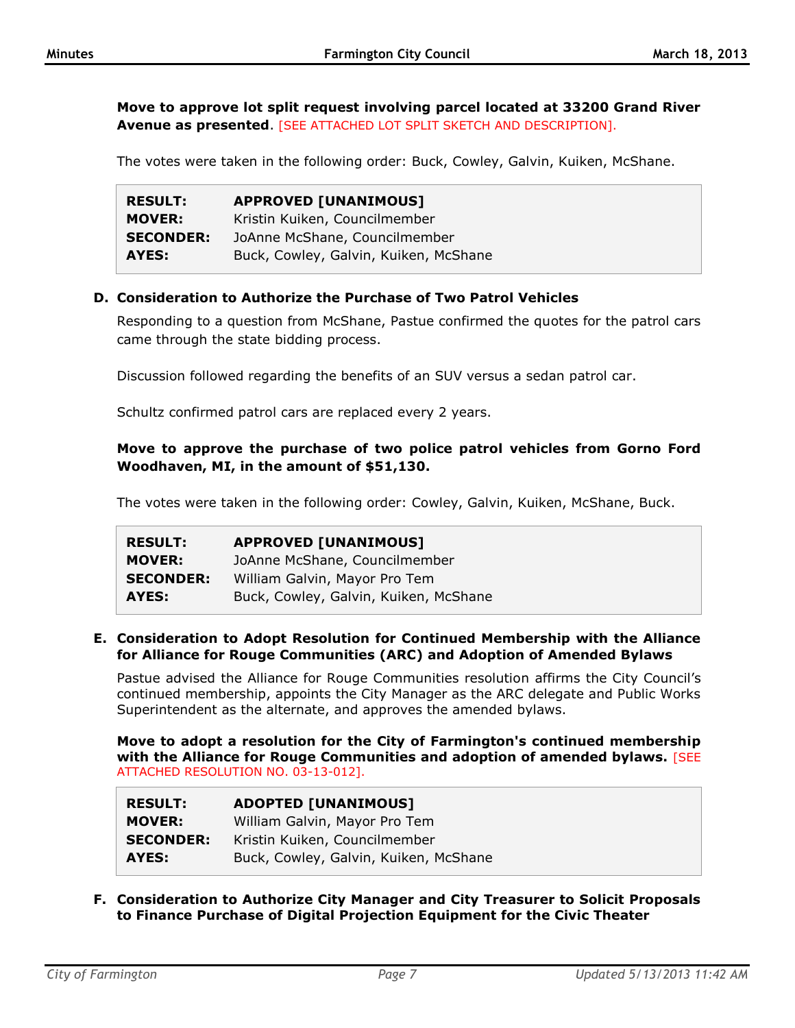**Move to approve lot split request involving parcel located at 33200 Grand River Avenue as presented**. [SEE ATTACHED LOT SPLIT SKETCH AND DESCRIPTION].

The votes were taken in the following order: Buck, Cowley, Galvin, Kuiken, McShane.

| | |
|---|---|
| **RESULT:** | **APPROVED [UNANIMOUS]** |
| **MOVER:** | Kristin Kuiken, Councilmember |
| **SECONDER:** | JoAnne McShane, Councilmember |
| **AYES:** | Buck, Cowley, Galvin, Kuiken, McShane |

**D. Consideration to Authorize the Purchase of Two Patrol Vehicles**

Responding to a question from McShane, Pastue confirmed the quotes for the patrol cars came through the state bidding process.

Discussion followed regarding the benefits of an SUV versus a sedan patrol car.

Schultz confirmed patrol cars are replaced every 2 years.

**Move to approve the purchase of two police patrol vehicles from Gorno Ford Woodhaven, MI, in the amount of $51,130.**

The votes were taken in the following order: Cowley, Galvin, Kuiken, McShane, Buck.

| | |
|---|---|
| **RESULT:** | **APPROVED [UNANIMOUS]** |
| **MOVER:** | JoAnne McShane, Councilmember |
| **SECONDER:** | William Galvin, Mayor Pro Tem |
| **AYES:** | Buck, Cowley, Galvin, Kuiken, McShane |

**E. Consideration to Adopt Resolution for Continued Membership with the Alliance for Alliance for Rouge Communities (ARC) and Adoption of Amended Bylaws**

Pastue advised the Alliance for Rouge Communities resolution affirms the City Council's continued membership, appoints the City Manager as the ARC delegate and Public Works Superintendent as the alternate, and approves the amended bylaws.

**Move to adopt a resolution for the City of Farmington's continued membership with the Alliance for Rouge Communities and adoption of amended bylaws.** [SEE ATTACHED RESOLUTION NO. 03-13-012].

| | |
|---|---|
| **RESULT:** | **ADOPTED [UNANIMOUS]** |
| **MOVER:** | William Galvin, Mayor Pro Tem |
| **SECONDER:** | Kristin Kuiken, Councilmember |
| **AYES:** | Buck, Cowley, Galvin, Kuiken, McShane |

**F. Consideration to Authorize City Manager and City Treasurer to Solicit Proposals to Finance Purchase of Digital Projection Equipment for the Civic Theater**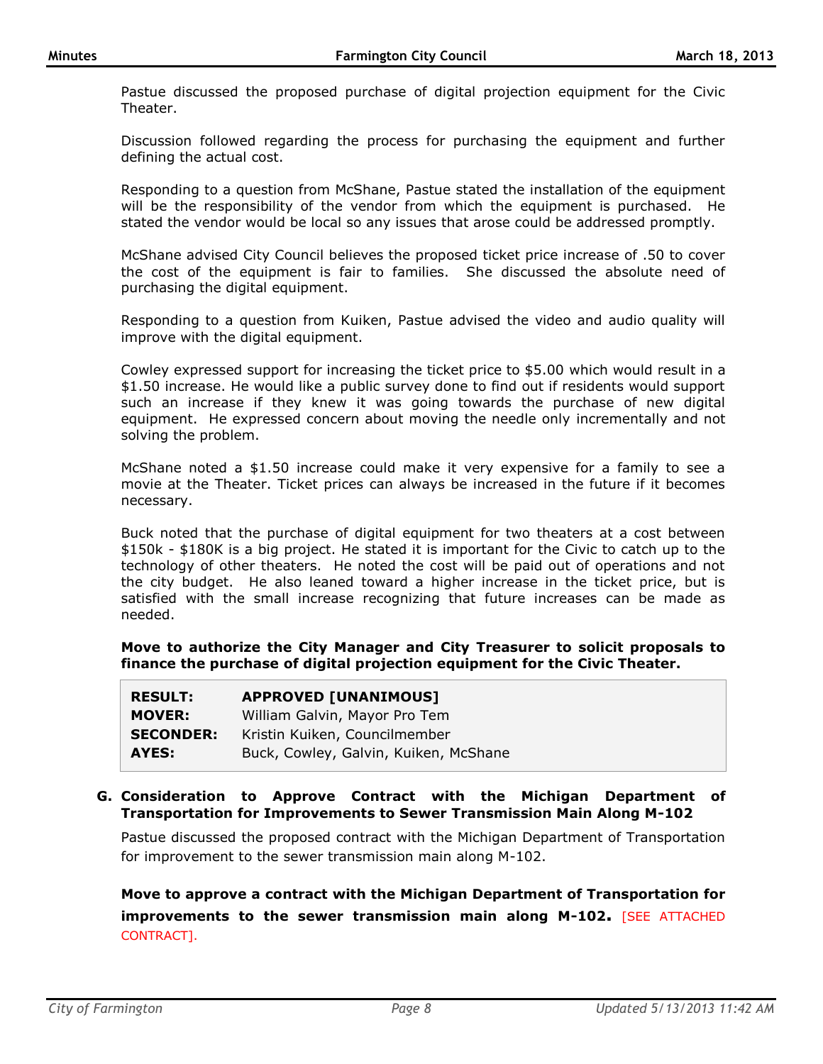Pastue discussed the proposed purchase of digital projection equipment for the Civic Theater.

Discussion followed regarding the process for purchasing the equipment and further defining the actual cost.

Responding to a question from McShane, Pastue stated the installation of the equipment will be the responsibility of the vendor from which the equipment is purchased. He stated the vendor would be local so any issues that arose could be addressed promptly.

McShane advised City Council believes the proposed ticket price increase of .50 to cover the cost of the equipment is fair to families. She discussed the absolute need of purchasing the digital equipment.

Responding to a question from Kuiken, Pastue advised the video and audio quality will improve with the digital equipment.

Cowley expressed support for increasing the ticket price to $5.00 which would result in a $1.50 increase. He would like a public survey done to find out if residents would support such an increase if they knew it was going towards the purchase of new digital equipment. He expressed concern about moving the needle only incrementally and not solving the problem.

McShane noted a $1.50 increase could make it very expensive for a family to see a movie at the Theater. Ticket prices can always be increased in the future if it becomes necessary.

Buck noted that the purchase of digital equipment for two theaters at a cost between $150k - $180K is a big project. He stated it is important for the Civic to catch up to the technology of other theaters. He noted the cost will be paid out of operations and not the city budget. He also leaned toward a higher increase in the ticket price, but is satisfied with the small increase recognizing that future increases can be made as needed.

**Move to authorize the City Manager and City Treasurer to solicit proposals to finance the purchase of digital projection equipment for the Civic Theater.**

| | |
|---|---|
| **RESULT:** | **APPROVED [UNANIMOUS]** |
| **MOVER:** | William Galvin, Mayor Pro Tem |
| **SECONDER:** | Kristin Kuiken, Councilmember |
| **AYES:** | Buck, Cowley, Galvin, Kuiken, McShane |

**G. Consideration to Approve Contract with the Michigan Department of Transportation for Improvements to Sewer Transmission Main Along M-102**

Pastue discussed the proposed contract with the Michigan Department of Transportation for improvement to the sewer transmission main along M-102.

**Move to approve a contract with the Michigan Department of Transportation for improvements to the sewer transmission main along M-102.** [SEE ATTACHED CONTRACT].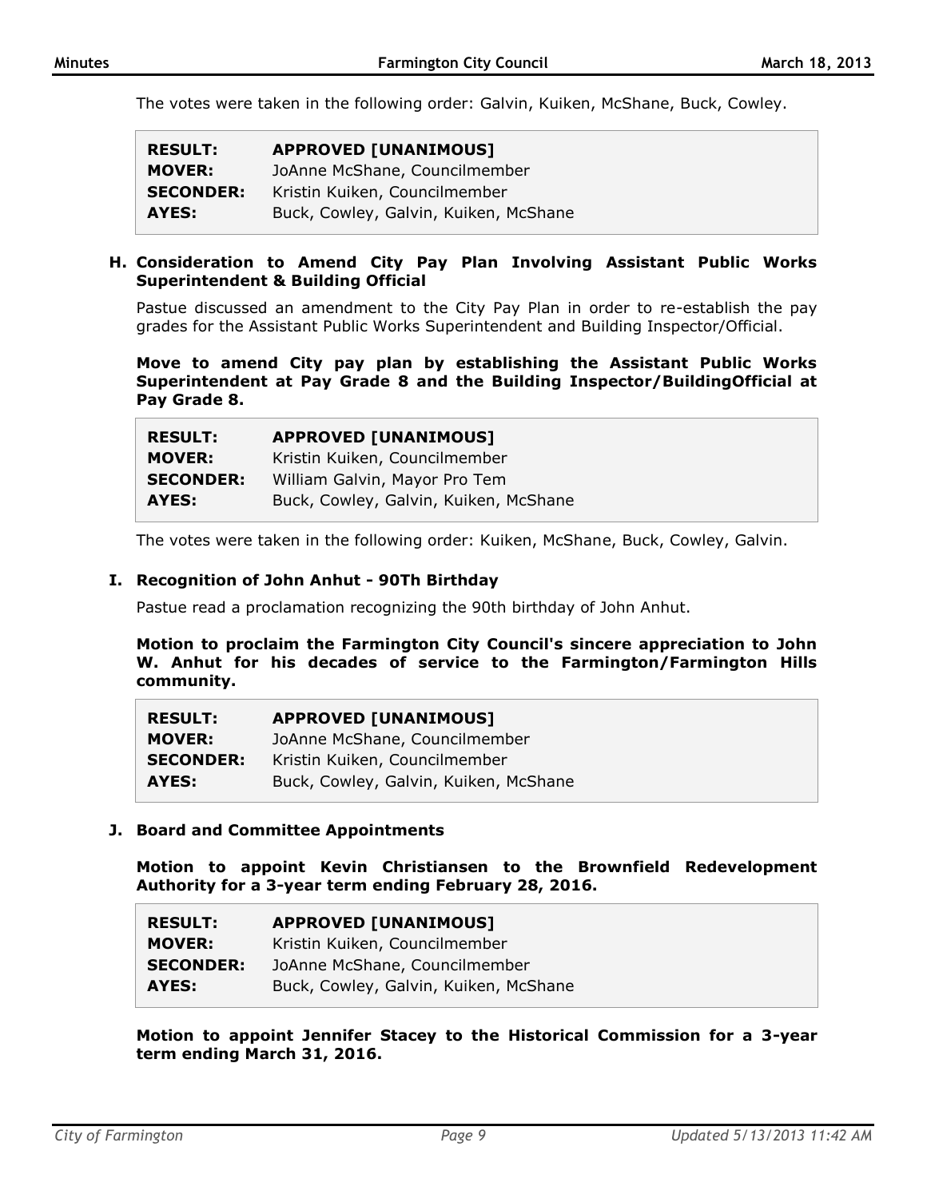The votes were taken in the following order: Galvin, Kuiken, McShane, Buck, Cowley.

| | |
|---|---|
| **RESULT:** | **APPROVED [UNANIMOUS]** |
| **MOVER:** | JoAnne McShane, Councilmember |
| **SECONDER:** | Kristin Kuiken, Councilmember |
| **AYES:** | Buck, Cowley, Galvin, Kuiken, McShane |

### H. Consideration to Amend City Pay Plan Involving Assistant Public Works Superintendent & Building Official

Pastue discussed an amendment to the City Pay Plan in order to re-establish the pay grades for the Assistant Public Works Superintendent and Building Inspector/Official.

**Move to amend City pay plan by establishing the Assistant Public Works Superintendent at Pay Grade 8 and the Building Inspector/BuildingOfficial at Pay Grade 8.**

| | |
|---|---|
| **RESULT:** | **APPROVED [UNANIMOUS]** |
| **MOVER:** | Kristin Kuiken, Councilmember |
| **SECONDER:** | William Galvin, Mayor Pro Tem |
| **AYES:** | Buck, Cowley, Galvin, Kuiken, McShane |

The votes were taken in the following order: Kuiken, McShane, Buck, Cowley, Galvin.

### I. Recognition of John Anhut - 90Th Birthday

Pastue read a proclamation recognizing the 90th birthday of John Anhut.

**Motion to proclaim the Farmington City Council's sincere appreciation to John W. Anhut for his decades of service to the Farmington/Farmington Hills community.**

| | |
|---|---|
| **RESULT:** | **APPROVED [UNANIMOUS]** |
| **MOVER:** | JoAnne McShane, Councilmember |
| **SECONDER:** | Kristin Kuiken, Councilmember |
| **AYES:** | Buck, Cowley, Galvin, Kuiken, McShane |

### J. Board and Committee Appointments

**Motion to appoint Kevin Christiansen to the Brownfield Redevelopment Authority for a 3-year term ending February 28, 2016.**

| | |
|---|---|
| **RESULT:** | **APPROVED [UNANIMOUS]** |
| **MOVER:** | Kristin Kuiken, Councilmember |
| **SECONDER:** | JoAnne McShane, Councilmember |
| **AYES:** | Buck, Cowley, Galvin, Kuiken, McShane |

**Motion to appoint Jennifer Stacey to the Historical Commission for a 3-year term ending March 31, 2016.**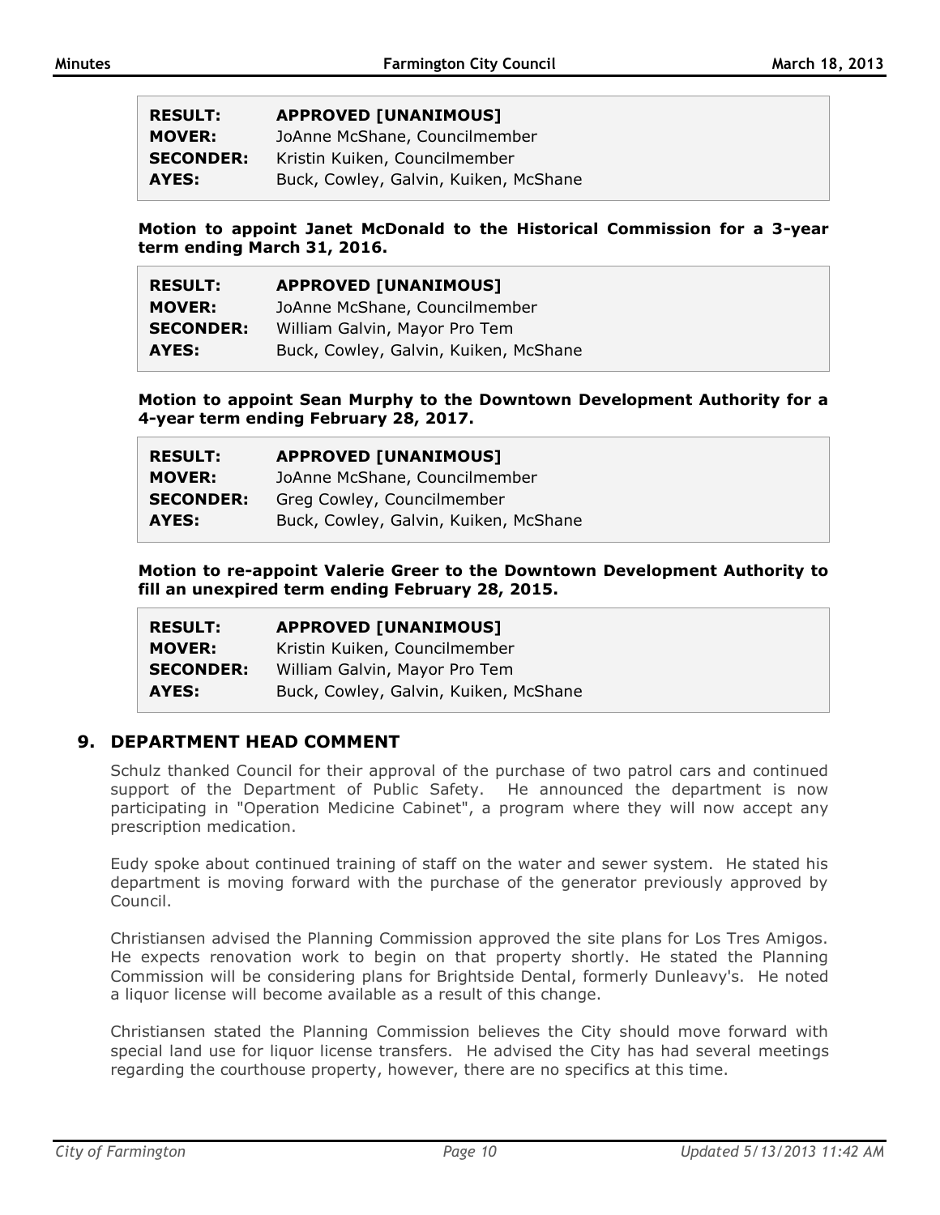| | |
|---|---|
| **RESULT:** | **APPROVED [UNANIMOUS]** |
| **MOVER:** | JoAnne McShane, Councilmember |
| **SECONDER:** | Kristin Kuiken, Councilmember |
| **AYES:** | Buck, Cowley, Galvin, Kuiken, McShane |

**Motion to appoint Janet McDonald to the Historical Commission for a 3-year term ending March 31, 2016.**

| | |
|---|---|
| **RESULT:** | **APPROVED [UNANIMOUS]** |
| **MOVER:** | JoAnne McShane, Councilmember |
| **SECONDER:** | William Galvin, Mayor Pro Tem |
| **AYES:** | Buck, Cowley, Galvin, Kuiken, McShane |

**Motion to appoint Sean Murphy to the Downtown Development Authority for a 4-year term ending February 28, 2017.**

| | |
|---|---|
| **RESULT:** | **APPROVED [UNANIMOUS]** |
| **MOVER:** | JoAnne McShane, Councilmember |
| **SECONDER:** | Greg Cowley, Councilmember |
| **AYES:** | Buck, Cowley, Galvin, Kuiken, McShane |

**Motion to re-appoint Valerie Greer to the Downtown Development Authority to fill an unexpired term ending February 28, 2015.**

| | |
|---|---|
| **RESULT:** | **APPROVED [UNANIMOUS]** |
| **MOVER:** | Kristin Kuiken, Councilmember |
| **SECONDER:** | William Galvin, Mayor Pro Tem |
| **AYES:** | Buck, Cowley, Galvin, Kuiken, McShane |

## 9. DEPARTMENT HEAD COMMENT

Schulz thanked Council for their approval of the purchase of two patrol cars and continued support of the Department of Public Safety. He announced the department is now participating in "Operation Medicine Cabinet", a program where they will now accept any prescription medication.

Eudy spoke about continued training of staff on the water and sewer system. He stated his department is moving forward with the purchase of the generator previously approved by Council.

Christiansen advised the Planning Commission approved the site plans for Los Tres Amigos. He expects renovation work to begin on that property shortly. He stated the Planning Commission will be considering plans for Brightside Dental, formerly Dunleavy's. He noted a liquor license will become available as a result of this change.

Christiansen stated the Planning Commission believes the City should move forward with special land use for liquor license transfers. He advised the City has had several meetings regarding the courthouse property, however, there are no specifics at this time.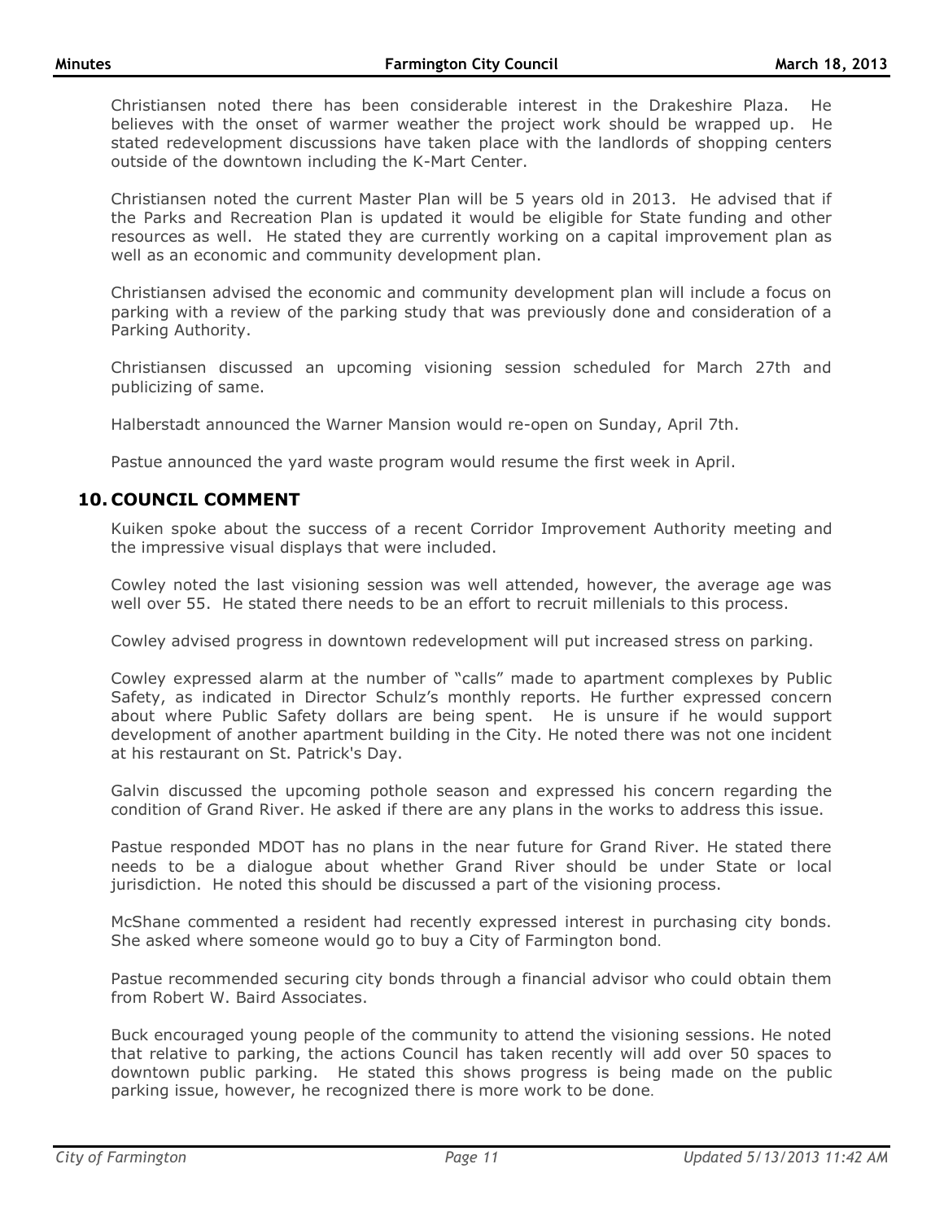Christiansen noted there has been considerable interest in the Drakeshire Plaza. He believes with the onset of warmer weather the project work should be wrapped up. He stated redevelopment discussions have taken place with the landlords of shopping centers outside of the downtown including the K-Mart Center.

Christiansen noted the current Master Plan will be 5 years old in 2013. He advised that if the Parks and Recreation Plan is updated it would be eligible for State funding and other resources as well. He stated they are currently working on a capital improvement plan as well as an economic and community development plan.

Christiansen advised the economic and community development plan will include a focus on parking with a review of the parking study that was previously done and consideration of a Parking Authority.

Christiansen discussed an upcoming visioning session scheduled for March 27th and publicizing of same.

Halberstadt announced the Warner Mansion would re-open on Sunday, April 7th.

Pastue announced the yard waste program would resume the first week in April.

## 10. COUNCIL COMMENT

Kuiken spoke about the success of a recent Corridor Improvement Authority meeting and the impressive visual displays that were included.

Cowley noted the last visioning session was well attended, however, the average age was well over 55. He stated there needs to be an effort to recruit millenials to this process.

Cowley advised progress in downtown redevelopment will put increased stress on parking.

Cowley expressed alarm at the number of "calls" made to apartment complexes by Public Safety, as indicated in Director Schulz's monthly reports. He further expressed concern about where Public Safety dollars are being spent. He is unsure if he would support development of another apartment building in the City. He noted there was not one incident at his restaurant on St. Patrick's Day.

Galvin discussed the upcoming pothole season and expressed his concern regarding the condition of Grand River. He asked if there are any plans in the works to address this issue.

Pastue responded MDOT has no plans in the near future for Grand River. He stated there needs to be a dialogue about whether Grand River should be under State or local jurisdiction. He noted this should be discussed a part of the visioning process.

McShane commented a resident had recently expressed interest in purchasing city bonds. She asked where someone would go to buy a City of Farmington bond.

Pastue recommended securing city bonds through a financial advisor who could obtain them from Robert W. Baird Associates.

Buck encouraged young people of the community to attend the visioning sessions. He noted that relative to parking, the actions Council has taken recently will add over 50 spaces to downtown public parking. He stated this shows progress is being made on the public parking issue, however, he recognized there is more work to be done.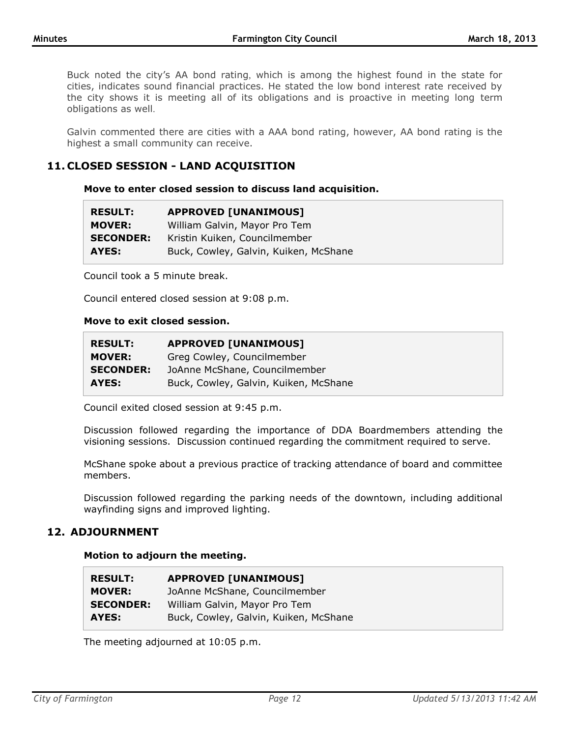Buck noted the city's AA bond rating, which is among the highest found in the state for cities, indicates sound financial practices. He stated the low bond interest rate received by the city shows it is meeting all of its obligations and is proactive in meeting long term obligations as well.

Galvin commented there are cities with a AAA bond rating, however, AA bond rating is the highest a small community can receive.

## 11. CLOSED SESSION - LAND ACQUISITION

**Move to enter closed session to discuss land acquisition.**

| | |
|---|---|
| **RESULT:** | **APPROVED [UNANIMOUS]** |
| **MOVER:** | William Galvin, Mayor Pro Tem |
| **SECONDER:** | Kristin Kuiken, Councilmember |
| **AYES:** | Buck, Cowley, Galvin, Kuiken, McShane |

Council took a 5 minute break.

Council entered closed session at 9:08 p.m.

**Move to exit closed session.**

| | |
|---|---|
| **RESULT:** | **APPROVED [UNANIMOUS]** |
| **MOVER:** | Greg Cowley, Councilmember |
| **SECONDER:** | JoAnne McShane, Councilmember |
| **AYES:** | Buck, Cowley, Galvin, Kuiken, McShane |

Council exited closed session at 9:45 p.m.

Discussion followed regarding the importance of DDA Boardmembers attending the visioning sessions. Discussion continued regarding the commitment required to serve.

McShane spoke about a previous practice of tracking attendance of board and committee members.

Discussion followed regarding the parking needs of the downtown, including additional wayfinding signs and improved lighting.

## 12. ADJOURNMENT

**Motion to adjourn the meeting.**

| | |
|---|---|
| **RESULT:** | **APPROVED [UNANIMOUS]** |
| **MOVER:** | JoAnne McShane, Councilmember |
| **SECONDER:** | William Galvin, Mayor Pro Tem |
| **AYES:** | Buck, Cowley, Galvin, Kuiken, McShane |

The meeting adjourned at 10:05 p.m.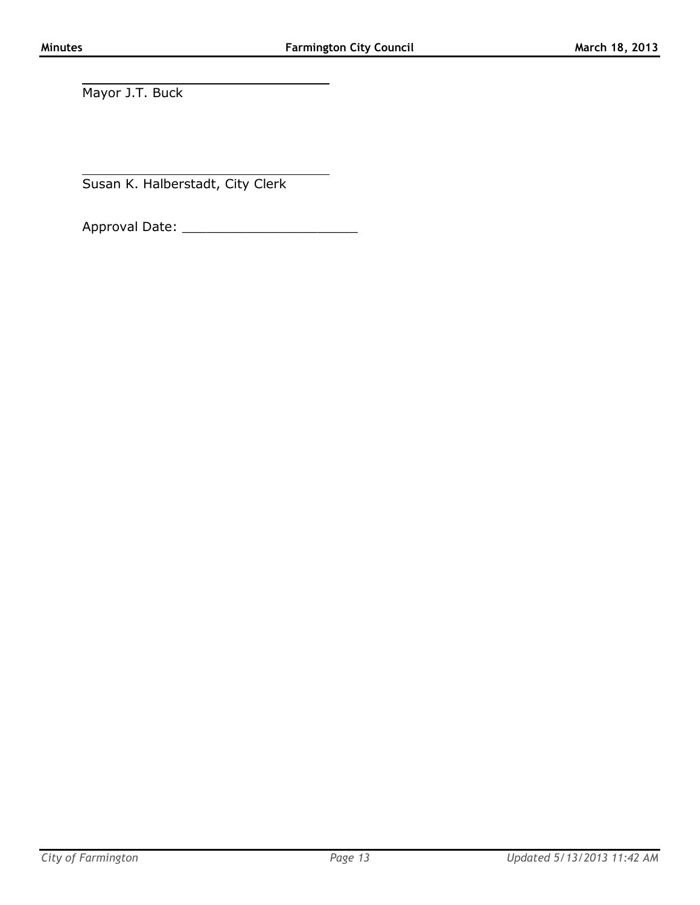Mayor J.T. Buck

Susan K. Halberstadt, City Clerk

Approval Date: ______________________